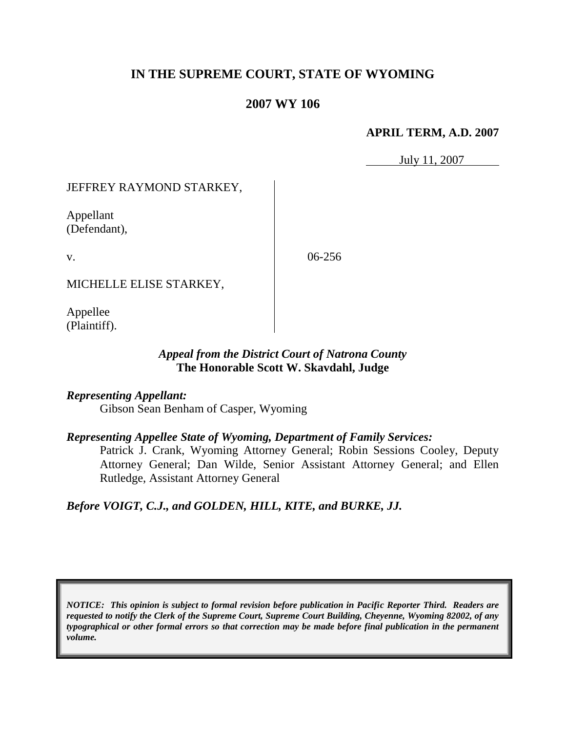**IN THE SUPREME COURT, STATE OF WYOMING**

**2007 WY 106**

**APRIL TERM, A.D. 2007**

July 11, 2007

JEFFREY RAYMOND STARKEY,

Appellant
(Defendant),

v.

MICHELLE ELISE STARKEY,

Appellee
(Plaintiff).

06-256

*Appeal from the District Court of Natrona County*
**The Honorable Scott W. Skavdahl, Judge**

***Representing Appellant:***

Gibson Sean Benham of Casper, Wyoming

***Representing Appellee State of Wyoming, Department of Family Services:***

Patrick J. Crank, Wyoming Attorney General; Robin Sessions Cooley, Deputy Attorney General; Dan Wilde, Senior Assistant Attorney General; and Ellen Rutledge, Assistant Attorney General

***Before VOIGT, C.J., and GOLDEN, HILL, KITE, and BURKE, JJ.***

***NOTICE: This opinion is subject to formal revision before publication in Pacific Reporter Third. Readers are requested to notify the Clerk of the Supreme Court, Supreme Court Building, Cheyenne, Wyoming 82002, of any typographical or other formal errors so that correction may be made before final publication in the permanent volume.***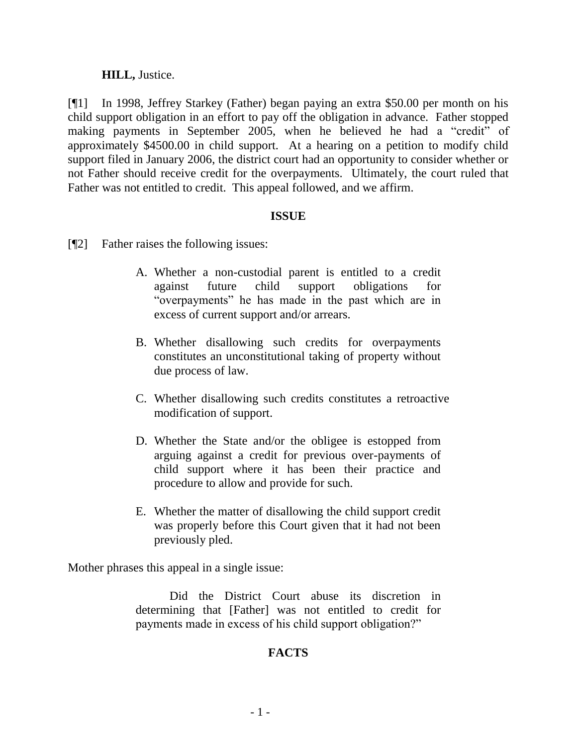**HILL,** Justice.

[¶1] In 1998, Jeffrey Starkey (Father) began paying an extra $50.00 per month on his child support obligation in an effort to pay off the obligation in advance. Father stopped making payments in September 2005, when he believed he had a "credit" of approximately $4500.00 in child support. At a hearing on a petition to modify child support filed in January 2006, the district court had an opportunity to consider whether or not Father should receive credit for the overpayments. Ultimately, the court ruled that Father was not entitled to credit. This appeal followed, and we affirm.

## ISSUE

[¶2] Father raises the following issues:

> A. Whether a non-custodial parent is entitled to a credit against future child support obligations for "overpayments" he has made in the past which are in excess of current support and/or arrears.
>
> B. Whether disallowing such credits for overpayments constitutes an unconstitutional taking of property without due process of law.
>
> C. Whether disallowing such credits constitutes a retroactive modification of support.
>
> D. Whether the State and/or the obligee is estopped from arguing against a credit for previous over-payments of child support where it has been their practice and procedure to allow and provide for such.
>
> E. Whether the matter of disallowing the child support credit was properly before this Court given that it had not been previously pled.

Mother phrases this appeal in a single issue:

> Did the District Court abuse its discretion in determining that [Father] was not entitled to credit for payments made in excess of his child support obligation?"

## FACTS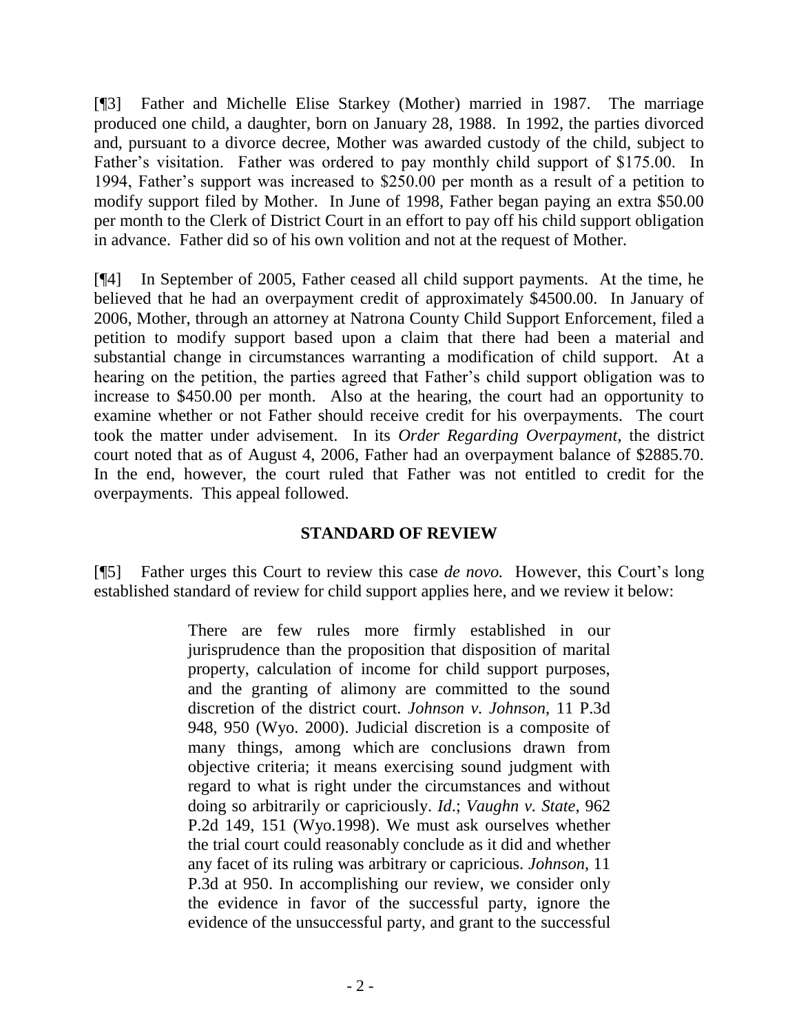[¶3] Father and Michelle Elise Starkey (Mother) married in 1987. The marriage produced one child, a daughter, born on January 28, 1988. In 1992, the parties divorced and, pursuant to a divorce decree, Mother was awarded custody of the child, subject to Father's visitation. Father was ordered to pay monthly child support of $175.00. In 1994, Father's support was increased to $250.00 per month as a result of a petition to modify support filed by Mother. In June of 1998, Father began paying an extra $50.00 per month to the Clerk of District Court in an effort to pay off his child support obligation in advance. Father did so of his own volition and not at the request of Mother.

[¶4] In September of 2005, Father ceased all child support payments. At the time, he believed that he had an overpayment credit of approximately $4500.00. In January of 2006, Mother, through an attorney at Natrona County Child Support Enforcement, filed a petition to modify support based upon a claim that there had been a material and substantial change in circumstances warranting a modification of child support. At a hearing on the petition, the parties agreed that Father's child support obligation was to increase to $450.00 per month. Also at the hearing, the court had an opportunity to examine whether or not Father should receive credit for his overpayments. The court took the matter under advisement. In its *Order Regarding Overpayment*, the district court noted that as of August 4, 2006, Father had an overpayment balance of $2885.70. In the end, however, the court ruled that Father was not entitled to credit for the overpayments. This appeal followed.

## STANDARD OF REVIEW

[¶5] Father urges this Court to review this case *de novo.* However, this Court's long established standard of review for child support applies here, and we review it below:

> There are few rules more firmly established in our jurisprudence than the proposition that disposition of marital property, calculation of income for child support purposes, and the granting of alimony are committed to the sound discretion of the district court. *Johnson v. Johnson*, 11 P.3d 948, 950 (Wyo. 2000). Judicial discretion is a composite of many things, among which are conclusions drawn from objective criteria; it means exercising sound judgment with regard to what is right under the circumstances and without doing so arbitrarily or capriciously. *Id*.; *Vaughn v. State*, 962 P.2d 149, 151 (Wyo.1998). We must ask ourselves whether the trial court could reasonably conclude as it did and whether any facet of its ruling was arbitrary or capricious. *Johnson*, 11 P.3d at 950. In accomplishing our review, we consider only the evidence in favor of the successful party, ignore the evidence of the unsuccessful party, and grant to the successful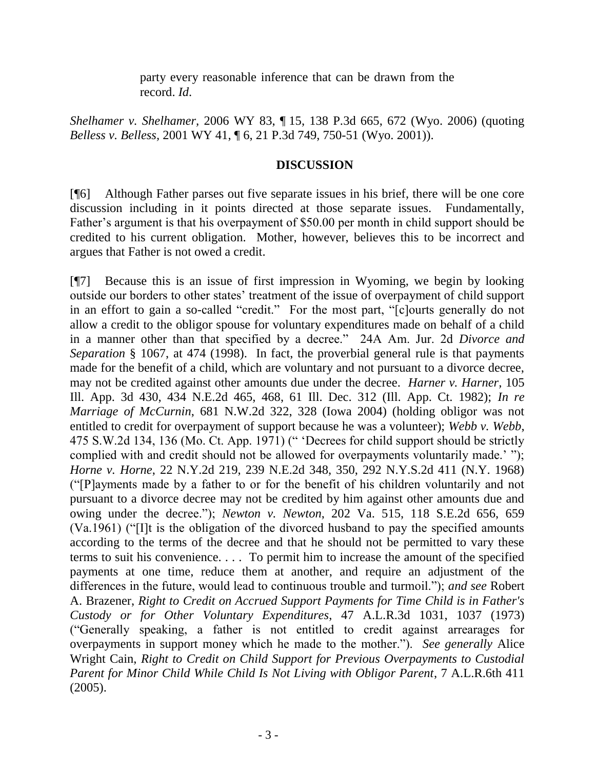> party every reasonable inference that can be drawn from the record. *Id*.

*Shelhamer v. Shelhamer*, 2006 WY 83, ¶ 15, 138 P.3d 665, 672 (Wyo. 2006) (quoting *Belless v. Belless*, 2001 WY 41, ¶ 6, 21 P.3d 749, 750-51 (Wyo. 2001)).

## DISCUSSION

[¶6] Although Father parses out five separate issues in his brief, there will be one core discussion including in it points directed at those separate issues. Fundamentally, Father's argument is that his overpayment of $50.00 per month in child support should be credited to his current obligation. Mother, however, believes this to be incorrect and argues that Father is not owed a credit.

[¶7] Because this is an issue of first impression in Wyoming, we begin by looking outside our borders to other states' treatment of the issue of overpayment of child support in an effort to gain a so-called "credit." For the most part, "[c]ourts generally do not allow a credit to the obligor spouse for voluntary expenditures made on behalf of a child in a manner other than that specified by a decree." 24A Am. Jur. 2d *Divorce and Separation* § 1067, at 474 (1998). In fact, the proverbial general rule is that payments made for the benefit of a child, which are voluntary and not pursuant to a divorce decree, may not be credited against other amounts due under the decree. *Harner v. Harner*, 105 Ill. App. 3d 430, 434 N.E.2d 465, 468, 61 Ill. Dec. 312 (Ill. App. Ct. 1982); *In re Marriage of McCurnin*, 681 N.W.2d 322, 328 (Iowa 2004) (holding obligor was not entitled to credit for overpayment of support because he was a volunteer); *Webb v. Webb*, 475 S.W.2d 134, 136 (Mo. Ct. App. 1971) (" 'Decrees for child support should be strictly complied with and credit should not be allowed for overpayments voluntarily made.' "); *Horne v. Horne*, 22 N.Y.2d 219, 239 N.E.2d 348, 350, 292 N.Y.S.2d 411 (N.Y. 1968) ("[P]ayments made by a father to or for the benefit of his children voluntarily and not pursuant to a divorce decree may not be credited by him against other amounts due and owing under the decree."); *Newton v. Newton*, 202 Va. 515, 118 S.E.2d 656, 659 (Va.1961) ("[I]t is the obligation of the divorced husband to pay the specified amounts according to the terms of the decree and that he should not be permitted to vary these terms to suit his convenience. . . . To permit him to increase the amount of the specified payments at one time, reduce them at another, and require an adjustment of the differences in the future, would lead to continuous trouble and turmoil."); *and see* Robert A. Brazener, *Right to Credit on Accrued Support Payments for Time Child is in Father's Custody or for Other Voluntary Expenditures*, 47 A.L.R.3d 1031, 1037 (1973) ("Generally speaking, a father is not entitled to credit against arrearages for overpayments in support money which he made to the mother."). *See generally* Alice Wright Cain, *Right to Credit on Child Support for Previous Overpayments to Custodial Parent for Minor Child While Child Is Not Living with Obligor Parent*, 7 A.L.R.6th 411 (2005).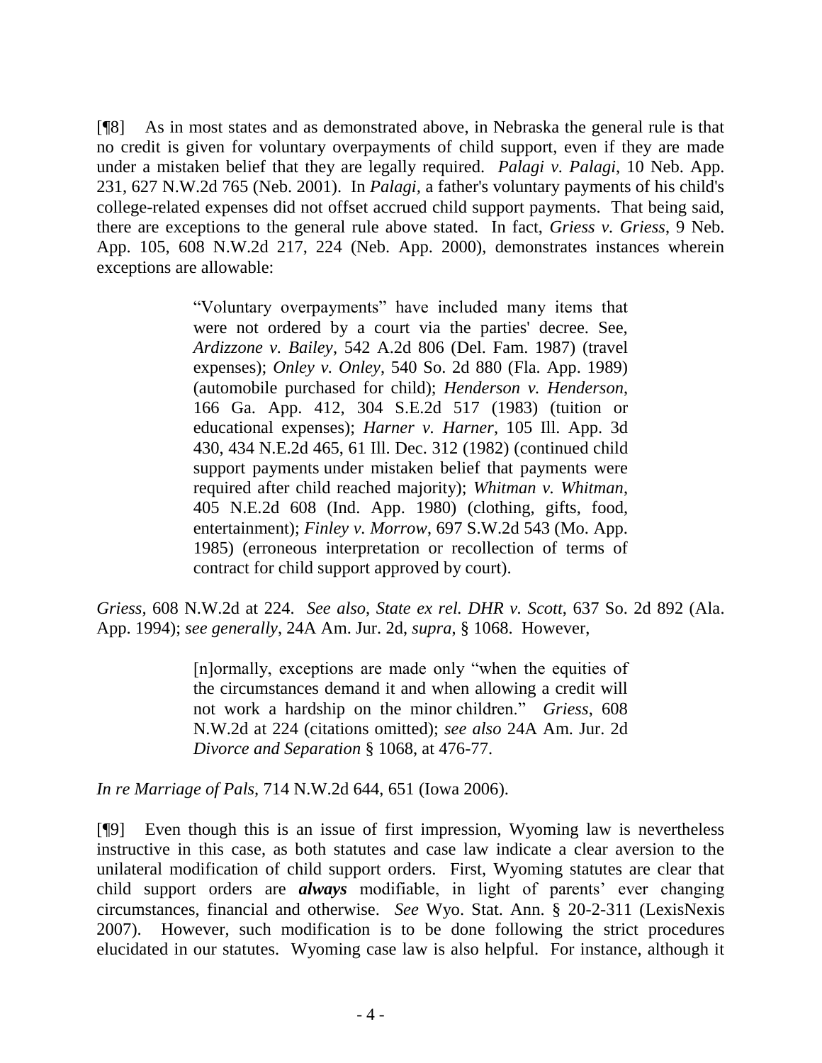[¶8] As in most states and as demonstrated above, in Nebraska the general rule is that no credit is given for voluntary overpayments of child support, even if they are made under a mistaken belief that they are legally required. *Palagi v. Palagi*, 10 Neb. App. 231, 627 N.W.2d 765 (Neb. 2001). In *Palagi*, a father's voluntary payments of his child's college-related expenses did not offset accrued child support payments. That being said, there are exceptions to the general rule above stated. In fact, *Griess v. Griess*, 9 Neb. App. 105, 608 N.W.2d 217, 224 (Neb. App. 2000), demonstrates instances wherein exceptions are allowable:

> "Voluntary overpayments" have included many items that were not ordered by a court via the parties' decree. See, *Ardizzone v. Bailey*, 542 A.2d 806 (Del. Fam. 1987) (travel expenses); *Onley v. Onley*, 540 So. 2d 880 (Fla. App. 1989) (automobile purchased for child); *Henderson v. Henderson*, 166 Ga. App. 412, 304 S.E.2d 517 (1983) (tuition or educational expenses); *Harner v. Harner*, 105 Ill. App. 3d 430, 434 N.E.2d 465, 61 Ill. Dec. 312 (1982) (continued child support payments under mistaken belief that payments were required after child reached majority); *Whitman v. Whitman*, 405 N.E.2d 608 (Ind. App. 1980) (clothing, gifts, food, entertainment); *Finley v. Morrow*, 697 S.W.2d 543 (Mo. App. 1985) (erroneous interpretation or recollection of terms of contract for child support approved by court).

*Griess*, 608 N.W.2d at 224. *See also*, *State ex rel. DHR v. Scott*, 637 So. 2d 892 (Ala. App. 1994); *see generally*, 24A Am. Jur. 2d, *supra*, § 1068. However,

> [n]ormally, exceptions are made only "when the equities of the circumstances demand it and when allowing a credit will not work a hardship on the minor children." *Griess*, 608 N.W.2d at 224 (citations omitted); *see also* 24A Am. Jur. 2d *Divorce and Separation* § 1068, at 476-77.

*In re Marriage of Pals*, 714 N.W.2d 644, 651 (Iowa 2006).

[¶9] Even though this is an issue of first impression, Wyoming law is nevertheless instructive in this case, as both statutes and case law indicate a clear aversion to the unilateral modification of child support orders. First, Wyoming statutes are clear that child support orders are ***always*** modifiable, in light of parents' ever changing circumstances, financial and otherwise. *See* Wyo. Stat. Ann. § 20-2-311 (LexisNexis 2007). However, such modification is to be done following the strict procedures elucidated in our statutes. Wyoming case law is also helpful. For instance, although it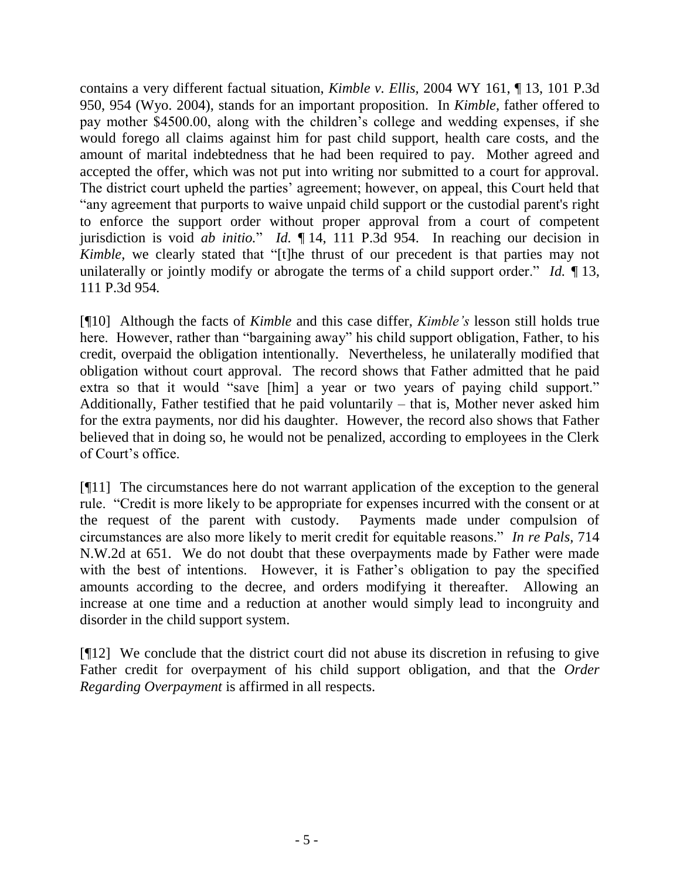contains a very different factual situation, *Kimble v. Ellis,* 2004 WY 161, ¶ 13, 101 P.3d 950, 954 (Wyo. 2004), stands for an important proposition. In *Kimble,* father offered to pay mother $4500.00, along with the children's college and wedding expenses, if she would forego all claims against him for past child support, health care costs, and the amount of marital indebtedness that he had been required to pay. Mother agreed and accepted the offer, which was not put into writing nor submitted to a court for approval. The district court upheld the parties' agreement; however, on appeal, this Court held that "any agreement that purports to waive unpaid child support or the custodial parent's right to enforce the support order without proper approval from a court of competent jurisdiction is void *ab initio.*" *Id.* ¶ 14, 111 P.3d 954. In reaching our decision in *Kimble*, we clearly stated that "[t]he thrust of our precedent is that parties may not unilaterally or jointly modify or abrogate the terms of a child support order." *Id.* ¶ 13, 111 P.3d 954*.*

[¶10] Although the facts of *Kimble* and this case differ, *Kimble's* lesson still holds true here. However, rather than "bargaining away" his child support obligation, Father, to his credit, overpaid the obligation intentionally. Nevertheless, he unilaterally modified that obligation without court approval. The record shows that Father admitted that he paid extra so that it would "save [him] a year or two years of paying child support." Additionally, Father testified that he paid voluntarily – that is, Mother never asked him for the extra payments, nor did his daughter. However, the record also shows that Father believed that in doing so, he would not be penalized, according to employees in the Clerk of Court's office.

[¶11] The circumstances here do not warrant application of the exception to the general rule. "Credit is more likely to be appropriate for expenses incurred with the consent or at the request of the parent with custody. Payments made under compulsion of circumstances are also more likely to merit credit for equitable reasons." *In re Pals,* 714 N.W.2d at 651. We do not doubt that these overpayments made by Father were made with the best of intentions. However, it is Father's obligation to pay the specified amounts according to the decree, and orders modifying it thereafter. Allowing an increase at one time and a reduction at another would simply lead to incongruity and disorder in the child support system.

[¶12] We conclude that the district court did not abuse its discretion in refusing to give Father credit for overpayment of his child support obligation, and that the *Order Regarding Overpayment* is affirmed in all respects.